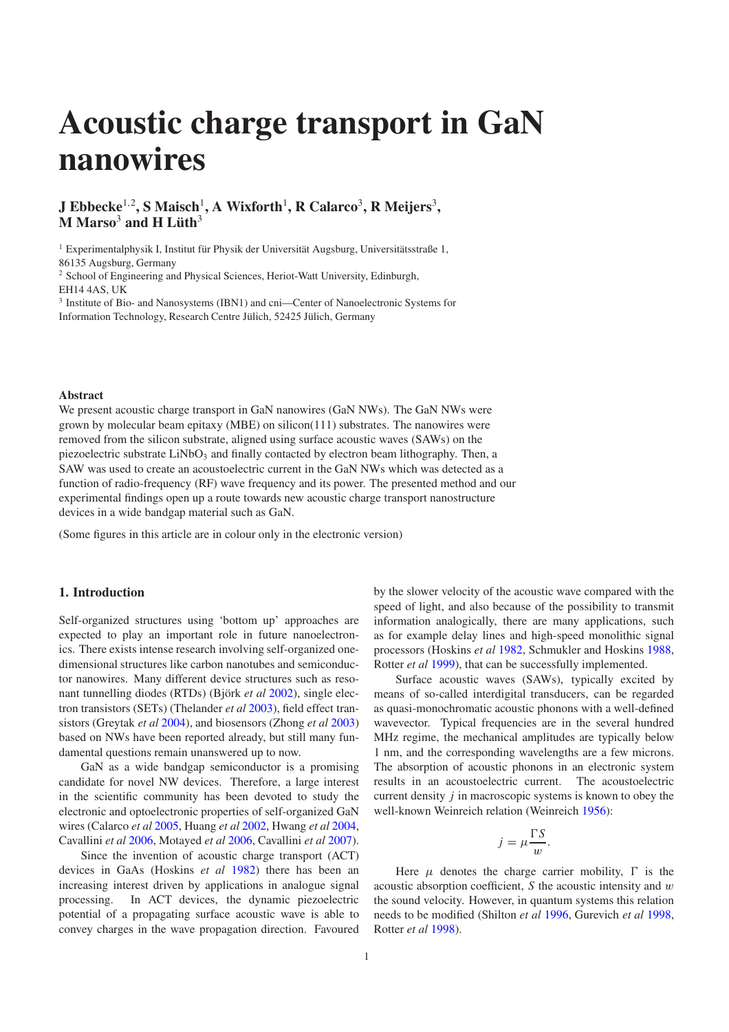# Acoustic charge transport in GaN nanowires

**J Ebbecke[1,2], S Maisch[1], A Wixforth[1], R Calarco[3], R Meijers[3], M Marso[3] and H Lüth[3]**

[1] Experimentalphysik I, Institut für Physik der Universität Augsburg, Universitätsstraße 1, 86135 Augsburg, Germany

[2] School of Engineering and Physical Sciences, Heriot-Watt University, Edinburgh, EH14 4AS, UK

[3] Institute of Bio- and Nanosystems (IBN1) and cni—Center of Nanoelectronic Systems for Information Technology, Research Centre Jülich, 52425 Jülich, Germany

**Abstract**

We present acoustic charge transport in GaN nanowires (GaN NWs). The GaN NWs were grown by molecular beam epitaxy (MBE) on silicon(111) substrates. The nanowires were removed from the silicon substrate, aligned using surface acoustic waves (SAWs) on the piezoelectric substrate $LiNbO_3$ and finally contacted by electron beam lithography. Then, a SAW was used to create an acoustoelectric current in the GaN NWs which was detected as a function of radio-frequency (RF) wave frequency and its power. The presented method and our experimental findings open up a route towards new acoustic charge transport nanostructure devices in a wide bandgap material such as GaN.

(Some figures in this article are in colour only in the electronic version)

## 1. Introduction

Self-organized structures using 'bottom up' approaches are expected to play an important role in future nanoelectronics. There exists intense research involving self-organized one-dimensional structures like carbon nanotubes and semiconductor nanowires. Many different device structures such as resonant tunnelling diodes (RTDs) (Björk *et al* 2002), single electron transistors (SETs) (Thelander *et al* 2003), field effect transistors (Greytak *et al* 2004), and biosensors (Zhong *et al* 2003) based on NWs have been reported already, but still many fundamental questions remain unanswered up to now.

GaN as a wide bandgap semiconductor is a promising candidate for novel NW devices. Therefore, a large interest in the scientific community has been devoted to study the electronic and optoelectronic properties of self-organized GaN wires (Calarco *et al* 2005, Huang *et al* 2002, Hwang *et al* 2004, Cavallini *et al* 2006, Motayed *et al* 2006, Cavallini *et al* 2007).

Since the invention of acoustic charge transport (ACT) devices in GaAs (Hoskins *et al* 1982) there has been an increasing interest driven by applications in analogue signal processing. In ACT devices, the dynamic piezoelectric potential of a propagating surface acoustic wave is able to convey charges in the wave propagation direction. Favoured by the slower velocity of the acoustic wave compared with the speed of light, and also because of the possibility to transmit information analogically, there are many applications, such as for example delay lines and high-speed monolithic signal processors (Hoskins *et al* 1982, Schmukler and Hoskins 1988, Rotter *et al* 1999), that can be successfully implemented.

Surface acoustic waves (SAWs), typically excited by means of so-called interdigital transducers, can be regarded as quasi-monochromatic acoustic phonons with a well-defined wavevector. Typical frequencies are in the several hundred MHz regime, the mechanical amplitudes are typically below 1 nm, and the corresponding wavelengths are a few microns. The absorption of acoustic phonons in an electronic system results in an acoustoelectric current. The acoustoelectric current density $j$ in macroscopic systems is known to obey the well-known Weinreich relation (Weinreich 1956):

$$j = \mu \frac{\Gamma S}{w}.$$

Here $\mu$ denotes the charge carrier mobility, $\Gamma$ is the acoustic absorption coefficient, $S$ the acoustic intensity and $w$ the sound velocity. However, in quantum systems this relation needs to be modified (Shilton *et al* 1996, Gurevich *et al* 1998, Rotter *et al* 1998).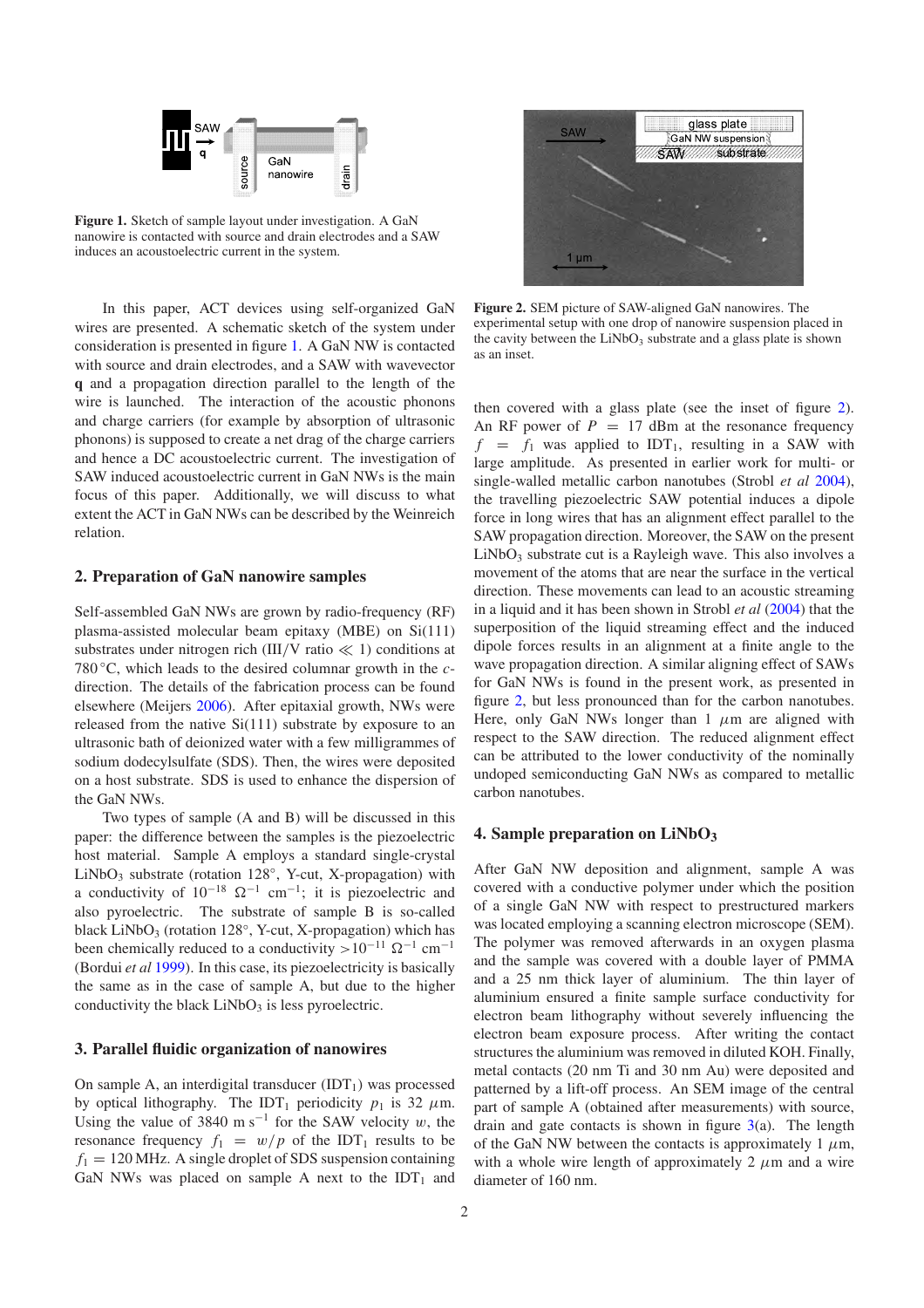Figure 1. Sketch of sample layout under investigation. A GaN nanowire is contacted with source and drain electrodes and a SAW induces an acoustoelectric current in the system.

In this paper, ACT devices using self-organized GaN wires are presented. A schematic sketch of the system under consideration is presented in figure 1. A GaN NW is contacted with source and drain electrodes, and a SAW with wavevector **q** and a propagation direction parallel to the length of the wire is launched. The interaction of the acoustic phonons and charge carriers (for example by absorption of ultrasonic phonons) is supposed to create a net drag of the charge carriers and hence a DC acoustoelectric current. The investigation of SAW induced acoustoelectric current in GaN NWs is the main focus of this paper. Additionally, we will discuss to what extent the ACT in GaN NWs can be described by the Weinreich relation.

## 2. Preparation of GaN nanowire samples

Self-assembled GaN NWs are grown by radio-frequency (RF) plasma-assisted molecular beam epitaxy (MBE) on Si(111) substrates under nitrogen rich (III/V ratio $\ll 1$) conditions at 780 °C, which leads to the desired columnar growth in the *c*-direction. The details of the fabrication process can be found elsewhere (Meijers 2006). After epitaxial growth, NWs were released from the native Si(111) substrate by exposure to an ultrasonic bath of deionized water with a few milligrammes of sodium dodecylsulfate (SDS). Then, the wires were deposited on a host substrate. SDS is used to enhance the dispersion of the GaN NWs.

Two types of sample (A and B) will be discussed in this paper: the difference between the samples is the piezoelectric host material. Sample A employs a standard single-crystal $LiNbO_3$ substrate (rotation 128°, Y-cut, X-propagation) with a conductivity of $10^{-18}$ $\Omega^{-1}$ cm$^{-1}$; it is piezoelectric and also pyroelectric. The substrate of sample B is so-called black $LiNbO_3$ (rotation 128°, Y-cut, X-propagation) which has been chemically reduced to a conductivity $>10^{-11}$ $\Omega^{-1}$ cm$^{-1}$ (Bordui *et al* 1999). In this case, its piezoelectricity is basically the same as in the case of sample A, but due to the higher conductivity the black $LiNbO_3$ is less pyroelectric.

## 3. Parallel fluidic organization of nanowires

On sample A, an interdigital transducer ($IDT_1$) was processed by optical lithography. The $IDT_1$ periodicity $p_1$ is 32 $\mu$m. Using the value of 3840 m s$^{-1}$ for the SAW velocity $w$, the resonance frequency $f_1 = w/p$ of the $IDT_1$ results to be $f_1 = 120$ MHz. A single droplet of SDS suspension containing GaN NWs was placed on sample A next to the $IDT_1$ and then covered with a glass plate (see the inset of figure 2). An RF power of $P = 17$ dBm at the resonance frequency $f = f_1$ was applied to $IDT_1$, resulting in a SAW with large amplitude. As presented in earlier work for multi- or single-walled metallic carbon nanotubes (Strobl *et al* 2004), the travelling piezoelectric SAW potential induces a dipole force in long wires that has an alignment effect parallel to the SAW propagation direction. Moreover, the SAW on the present $LiNbO_3$ substrate cut is a Rayleigh wave. This also involves a movement of the atoms that are near the surface in the vertical direction. These movements can lead to an acoustic streaming in a liquid and it has been shown in Strobl *et al* (2004) that the superposition of the liquid streaming effect and the induced dipole forces results in an alignment at a finite angle to the wave propagation direction. A similar aligning effect of SAWs for GaN NWs is found in the present work, as presented in figure 2, but less pronounced than for the carbon nanotubes. Here, only GaN NWs longer than 1 $\mu$m are aligned with respect to the SAW direction. The reduced alignment effect can be attributed to the lower conductivity of the nominally undoped semiconducting GaN NWs as compared to metallic carbon nanotubes.

Figure 2. SEM picture of SAW-aligned GaN nanowires. The experimental setup with one drop of nanowire suspension placed in the cavity between the $LiNbO_3$ substrate and a glass plate is shown as an inset.

## 4. Sample preparation on $LiNbO_3$

After GaN NW deposition and alignment, sample A was covered with a conductive polymer under which the position of a single GaN NW with respect to prestructured markers was located employing a scanning electron microscope (SEM). The polymer was removed afterwards in an oxygen plasma and the sample was covered with a double layer of PMMA and a 25 nm thick layer of aluminium. The thin layer of aluminium ensured a finite sample surface conductivity for electron beam lithography without severely influencing the electron beam exposure process. After writing the contact structures the aluminium was removed in diluted KOH. Finally, metal contacts (20 nm Ti and 30 nm Au) were deposited and patterned by a lift-off process. An SEM image of the central part of sample A (obtained after measurements) with source, drain and gate contacts is shown in figure 3(a). The length of the GaN NW between the contacts is approximately 1 $\mu$m, with a whole wire length of approximately 2 $\mu$m and a wire diameter of 160 nm.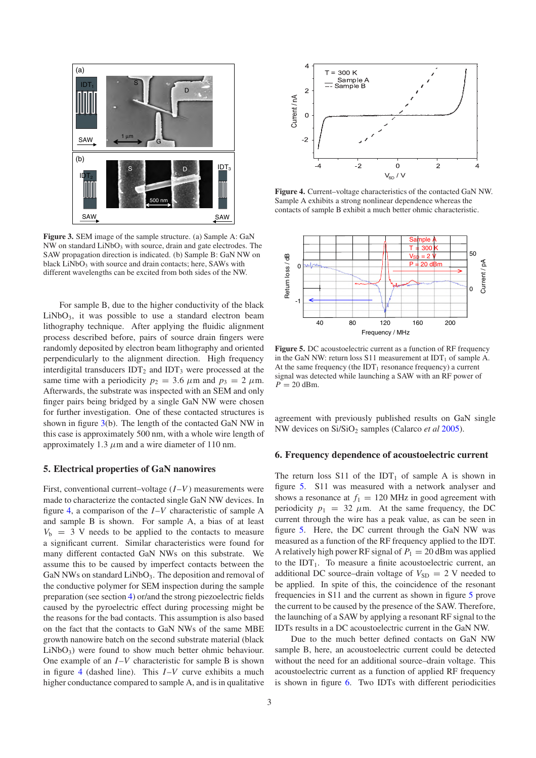**Figure 3.** SEM image of the sample structure. (a) Sample A: GaN NW on standard $LiNbO_3$ with source, drain and gate electrodes. The SAW propagation direction is indicated. (b) Sample B: GaN NW on black $LiNbO_3$ with source and drain contacts; here, SAWs with different wavelengths can be excited from both sides of the NW.

For sample B, due to the higher conductivity of the black $LiNbO_3$, it was possible to use a standard electron beam lithography technique. After applying the fluidic alignment process described before, pairs of source drain fingers were randomly deposited by electron beam lithography and oriented perpendicularly to the alignment direction. High frequency interdigital transducers $IDT_2$ and $IDT_3$ were processed at the same time with a periodicity $p_2 = 3.6\ \mu$m and $p_3 = 2\ \mu$m. Afterwards, the substrate was inspected with an SEM and only finger pairs being bridged by a single GaN NW were chosen for further investigation. One of these contacted structures is shown in figure 3(b). The length of the contacted GaN NW in this case is approximately 500 nm, with a whole wire length of approximately 1.3 $\mu$m and a wire diameter of 110 nm.

## 5. Electrical properties of GaN nanowires

First, conventional current–voltage ($I$–$V$) measurements were made to characterize the contacted single GaN NW devices. In figure 4, a comparison of the $I$–$V$ characteristic of sample A and sample B is shown. For sample A, a bias of at least $V_b = 3$ V needs to be applied to the contacts to measure a significant current. Similar characteristics were found for many different contacted GaN NWs on this substrate. We assume this to be caused by imperfect contacts between the GaN NWs on standard $LiNbO_3$. The deposition and removal of the conductive polymer for SEM inspection during the sample preparation (see section 4) or/and the strong piezoelectric fields caused by the pyroelectric effect during processing might be the reasons for the bad contacts. This assumption is also based on the fact that the contacts to GaN NWs of the same MBE growth nanowire batch on the second substrate material (black $LiNbO_3$) were found to show much better ohmic behaviour. One example of an $I$–$V$ characteristic for sample B is shown in figure 4 (dashed line). This $I$–$V$ curve exhibits a much higher conductance compared to sample A, and is in qualitative agreement with previously published results on GaN single NW devices on $Si/SiO_2$ samples (Calarco *et al* 2005).

**Figure 4.** Current–voltage characteristics of the contacted GaN NW. Sample A exhibits a strong nonlinear dependence whereas the contacts of sample B exhibit a much better ohmic characteristic.

**Figure 5.** DC acoustoelectric current as a function of RF frequency in the GaN NW: return loss S11 measurement at $IDT_1$ of sample A. At the same frequency (the $IDT_1$ resonance frequency) a current signal was detected while launching a SAW with an RF power of $P = 20$ dBm.

## 6. Frequency dependence of acoustoelectric current

The return loss S11 of the $IDT_1$ of sample A is shown in figure 5. S11 was measured with a network analyser and shows a resonance at $f_1 = 120$ MHz in good agreement with periodicity $p_1 = 32\ \mu$m. At the same frequency, the DC current through the wire has a peak value, as can be seen in figure 5. Here, the DC current through the GaN NW was measured as a function of the RF frequency applied to the IDT. A relatively high power RF signal of $P_1 = 20$ dBm was applied to the $IDT_1$. To measure a finite acoustoelectric current, an additional DC source–drain voltage of $V_{SD} = 2$ V needed to be applied. In spite of this, the coincidence of the resonant frequencies in S11 and the current as shown in figure 5 prove the current to be caused by the presence of the SAW. Therefore, the launching of a SAW by applying a resonant RF signal to the IDTs results in a DC acoustoelectric current in the GaN NW.

Due to the much better defined contacts on GaN NW sample B, here, an acoustoelectric current could be detected without the need for an additional source–drain voltage. This acoustoelectric current as a function of applied RF frequency is shown in figure 6. Two IDTs with different periodicities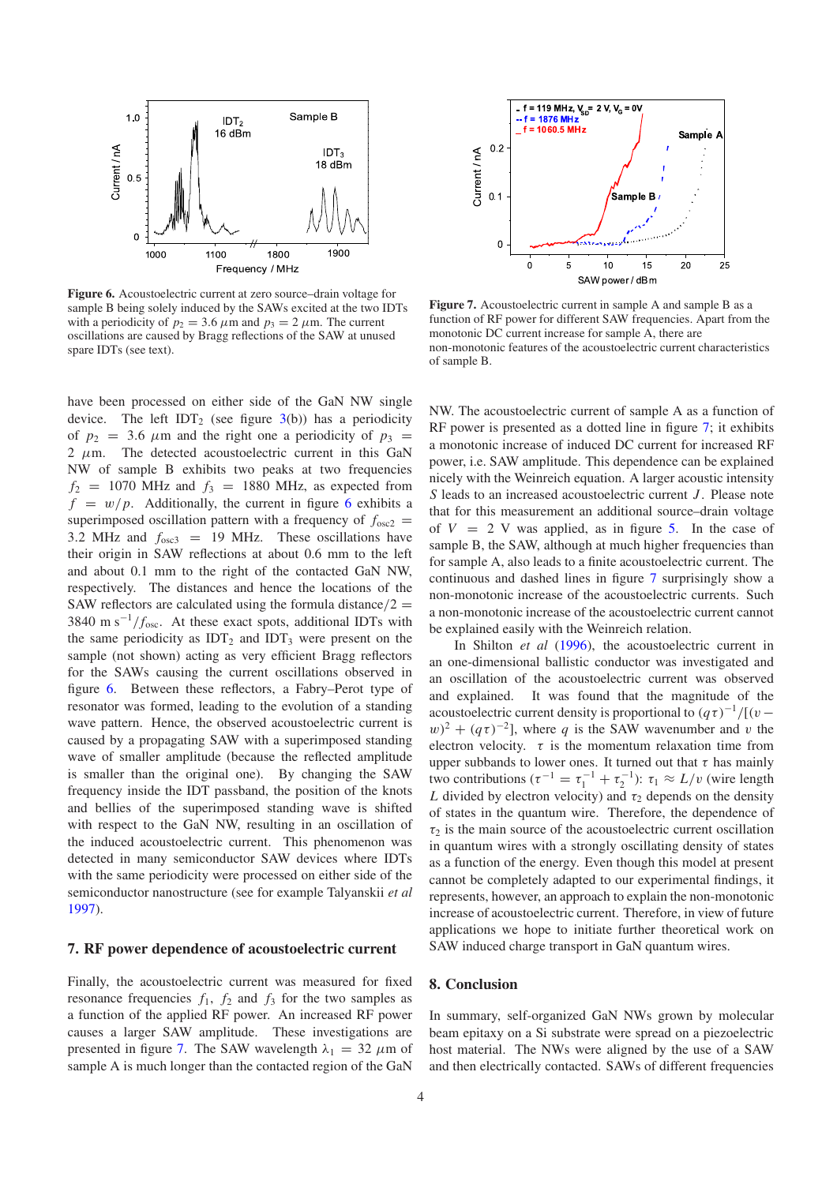**Figure 6.** Acoustoelectric current at zero source–drain voltage for sample B being solely induced by the SAWs excited at the two IDTs with a periodicity of $p_2 = 3.6\ \mu$m and $p_3 = 2\ \mu$m. The current oscillations are caused by Bragg reflections of the SAW at unused spare IDTs (see text).

**Figure 7.** Acoustoelectric current in sample A and sample B as a function of RF power for different SAW frequencies. Apart from the monotonic DC current increase for sample A, there are non-monotonic features of the acoustoelectric current characteristics of sample B.

have been processed on either side of the GaN NW single device. The left $\mathrm{IDT}_2$ (see figure 3(b)) has a periodicity of $p_2 = 3.6\ \mu$m and the right one a periodicity of $p_3 = 2\ \mu$m. The detected acoustoelectric current in this GaN NW of sample B exhibits two peaks at two frequencies $f_2 = 1070$ MHz and $f_3 = 1880$ MHz, as expected from $f = w/p$. Additionally, the current in figure 6 exhibits a superimposed oscillation pattern with a frequency of $f_{\mathrm{osc2}} = 3.2$ MHz and $f_{\mathrm{osc3}} = 19$ MHz. These oscillations have their origin in SAW reflections at about 0.6 mm to the left and about 0.1 mm to the right of the contacted GaN NW, respectively. The distances and hence the locations of the SAW reflectors are calculated using the formula distance/$2 = 3840$ m s$^{-1}/f_{\mathrm{osc}}$. At these exact spots, additional IDTs with the same periodicity as $\mathrm{IDT}_2$ and $\mathrm{IDT}_3$ were present on the sample (not shown) acting as very efficient Bragg reflectors for the SAWs causing the current oscillations observed in figure 6. Between these reflectors, a Fabry–Perot type of resonator was formed, leading to the evolution of a standing wave pattern. Hence, the observed acoustoelectric current is caused by a propagating SAW with a superimposed standing wave of smaller amplitude (because the reflected amplitude is smaller than the original one). By changing the SAW frequency inside the IDT passband, the position of the knots and bellies of the superimposed standing wave is shifted with respect to the GaN NW, resulting in an oscillation of the induced acoustoelectric current. This phenomenon was detected in many semiconductor SAW devices where IDTs with the same periodicity were processed on either side of the semiconductor nanostructure (see for example Talyanskii *et al* 1997).

## 7. RF power dependence of acoustoelectric current

Finally, the acoustoelectric current was measured for fixed resonance frequencies $f_1$, $f_2$ and $f_3$ for the two samples as a function of the applied RF power. An increased RF power causes a larger SAW amplitude. These investigations are presented in figure 7. The SAW wavelength $\lambda_1 = 32\ \mu$m of sample A is much longer than the contacted region of the GaN NW. The acoustoelectric current of sample A as a function of RF power is presented as a dotted line in figure 7; it exhibits a monotonic increase of induced DC current for increased RF power, i.e. SAW amplitude. This dependence can be explained nicely with the Weinreich equation. A larger acoustic intensity $S$ leads to an increased acoustoelectric current $J$. Please note that for this measurement an additional source–drain voltage of $V = 2$ V was applied, as in figure 5. In the case of sample B, the SAW, although at much higher frequencies than for sample A, also leads to a finite acoustoelectric current. The continuous and dashed lines in figure 7 surprisingly show a non-monotonic increase of the acoustoelectric currents. Such a non-monotonic increase of the acoustoelectric current cannot be explained easily with the Weinreich relation.

In Shilton *et al* (1996), the acoustoelectric current in an one-dimensional ballistic conductor was investigated and an oscillation of the acoustoelectric current was observed and explained. It was found that the magnitude of the acoustoelectric current density is proportional to $(q\tau)^{-1}/[(v - w)^2 + (q\tau)^{-2}]$, where $q$ is the SAW wavenumber and $v$ the electron velocity. $\tau$ is the momentum relaxation time from upper subbands to lower ones. It turned out that $\tau$ has mainly two contributions ($\tau^{-1} = \tau_1^{-1} + \tau_2^{-1}$): $\tau_1 \approx L/v$ (wire length $L$ divided by electron velocity) and $\tau_2$ depends on the density of states in the quantum wire. Therefore, the dependence of $\tau_2$ is the main source of the acoustoelectric current oscillation in quantum wires with a strongly oscillating density of states as a function of the energy. Even though this model at present cannot be completely adapted to our experimental findings, it represents, however, an approach to explain the non-monotonic increase of acoustoelectric current. Therefore, in view of future applications we hope to initiate further theoretical work on SAW induced charge transport in GaN quantum wires.

## 8. Conclusion

In summary, self-organized GaN NWs grown by molecular beam epitaxy on a Si substrate were spread on a piezoelectric host material. The NWs were aligned by the use of a SAW and then electrically contacted. SAWs of different frequencies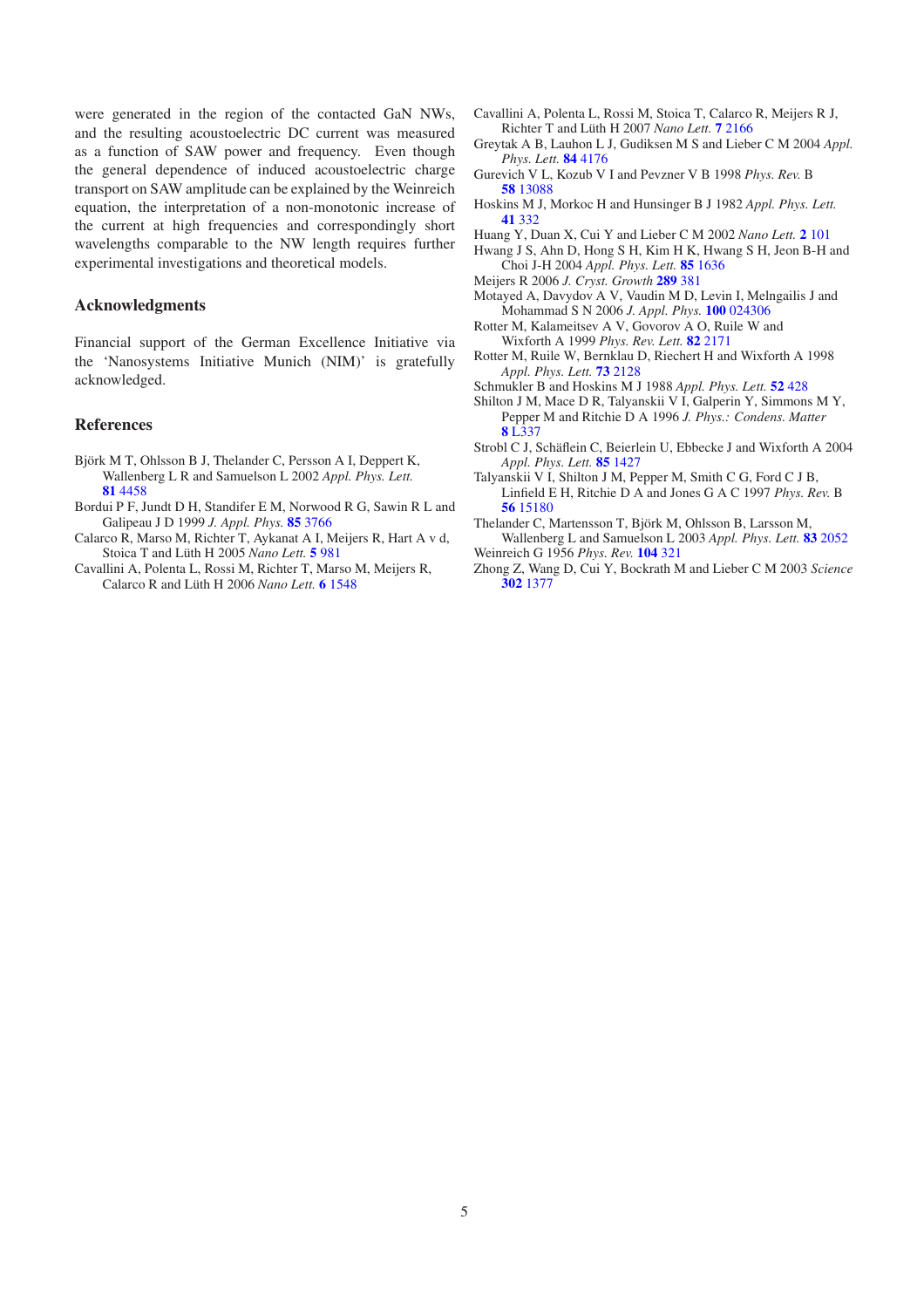were generated in the region of the contacted GaN NWs, and the resulting acoustoelectric DC current was measured as a function of SAW power and frequency. Even though the general dependence of induced acoustoelectric charge transport on SAW amplitude can be explained by the Weinreich equation, the interpretation of a non-monotonic increase of the current at high frequencies and correspondingly short wavelengths comparable to the NW length requires further experimental investigations and theoretical models.

## Acknowledgments

Financial support of the German Excellence Initiative via the 'Nanosystems Initiative Munich (NIM)' is gratefully acknowledged.

## References

Björk M T, Ohlsson B J, Thelander C, Persson A I, Deppert K, Wallenberg L R and Samuelson L 2002 *Appl. Phys. Lett.* **81** 4458

Bordui P F, Jundt D H, Standifer E M, Norwood R G, Sawin R L and Galipeau J D 1999 *J. Appl. Phys.* **85** 3766

Calarco R, Marso M, Richter T, Aykanat A I, Meijers R, Hart A v d, Stoica T and Lüth H 2005 *Nano Lett.* **5** 981

Cavallini A, Polenta L, Rossi M, Richter T, Marso M, Meijers R, Calarco R and Lüth H 2006 *Nano Lett.* **6** 1548

Cavallini A, Polenta L, Rossi M, Stoica T, Calarco R, Meijers R J, Richter T and Lüth H 2007 *Nano Lett.* **7** 2166

Greytak A B, Lauhon L J, Gudiksen M S and Lieber C M 2004 *Appl. Phys. Lett.* **84** 4176

Gurevich V L, Kozub V I and Pevzner V B 1998 *Phys. Rev.* B **58** 13088

Hoskins M J, Morkoc H and Hunsinger B J 1982 *Appl. Phys. Lett.* **41** 332

Huang Y, Duan X, Cui Y and Lieber C M 2002 *Nano Lett.* **2** 101

Hwang J S, Ahn D, Hong S H, Kim H K, Hwang S H, Jeon B-H and Choi J-H 2004 *Appl. Phys. Lett.* **85** 1636

Meijers R 2006 *J. Cryst. Growth* **289** 381

Motayed A, Davydov A V, Vaudin M D, Levin I, Melngailis J and Mohammad S N 2006 *J. Appl. Phys.* **100** 024306

Rotter M, Kalameitsev A V, Govorov A O, Ruile W and Wixforth A 1999 *Phys. Rev. Lett.* **82** 2171

Rotter M, Ruile W, Bernklau D, Riechert H and Wixforth A 1998 *Appl. Phys. Lett.* **73** 2128

Schmukler B and Hoskins M J 1988 *Appl. Phys. Lett.* **52** 428

Shilton J M, Mace D R, Talyanskii V I, Galperin Y, Simmons M Y, Pepper M and Ritchie D A 1996 *J. Phys.: Condens. Matter* **8** L337

Strobl C J, Schäflein C, Beierlein U, Ebbecke J and Wixforth A 2004 *Appl. Phys. Lett.* **85** 1427

Talyanskii V I, Shilton J M, Pepper M, Smith C G, Ford C J B, Linfield E H, Ritchie D A and Jones G A C 1997 *Phys. Rev.* B **56** 15180

Thelander C, Martensson T, Björk M, Ohlsson B, Larsson M, Wallenberg L and Samuelson L 2003 *Appl. Phys. Lett.* **83** 2052

Weinreich G 1956 *Phys. Rev.* **104** 321

Zhong Z, Wang D, Cui Y, Bockrath M and Lieber C M 2003 *Science* **302** 1377